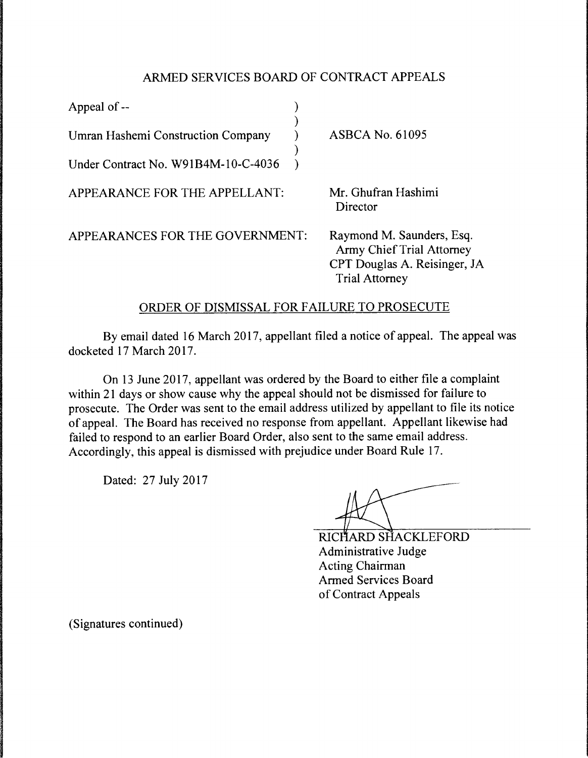# ARMED SERVICES BOARD OF CONTRACT APPEALS

| | |
|---|---|
| Appeal of -- | |
| Umran Hashemi Construction Company | ASBCA No. 61095 |
| Under Contract No. W91B4M-10-C-4036 | |

APPEARANCE FOR THE APPELLANT: Mr. Ghufran Hashimi
Director

APPEARANCES FOR THE GOVERNMENT: Raymond M. Saunders, Esq.
Army Chief Trial Attorney
CPT Douglas A. Reisinger, JA
Trial Attorney

## ORDER OF DISMISSAL FOR FAILURE TO PROSECUTE

By email dated 16 March 2017, appellant filed a notice of appeal. The appeal was docketed 17 March 2017.

On 13 June 2017, appellant was ordered by the Board to either file a complaint within 21 days or show cause why the appeal should not be dismissed for failure to prosecute. The Order was sent to the email address utilized by appellant to file its notice of appeal. The Board has received no response from appellant. Appellant likewise had failed to respond to an earlier Board Order, also sent to the same email address. Accordingly, this appeal is dismissed with prejudice under Board Rule 17.

Dated: 27 July 2017

RICHARD SHACKLEFORD
Administrative Judge
Acting Chairman
Armed Services Board
of Contract Appeals

(Signatures continued)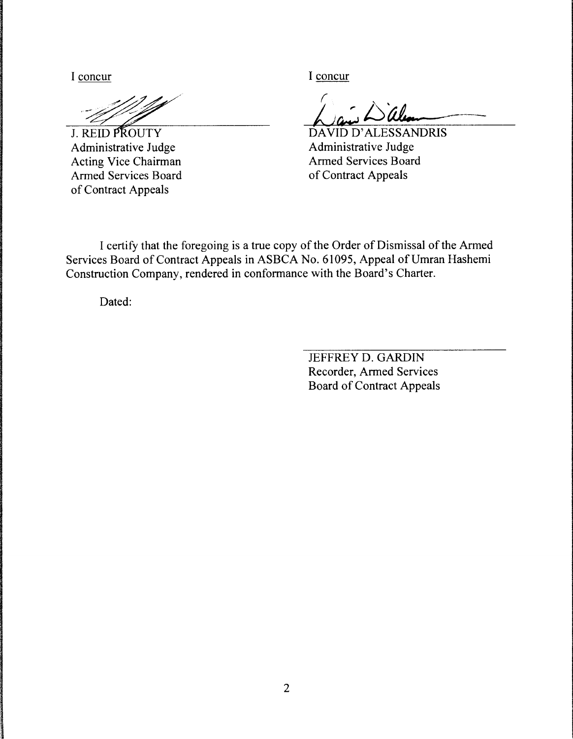I concur

J. REID PROUTY
Administrative Judge
Acting Vice Chairman
Armed Services Board
of Contract Appeals

I concur

DAVID D'ALESSANDRIS
Administrative Judge
Armed Services Board
of Contract Appeals

I certify that the foregoing is a true copy of the Order of Dismissal of the Armed Services Board of Contract Appeals in ASBCA No. 61095, Appeal of Umran Hashemi Construction Company, rendered in conformance with the Board's Charter.

Dated:

JEFFREY D. GARDIN
Recorder, Armed Services
Board of Contract Appeals